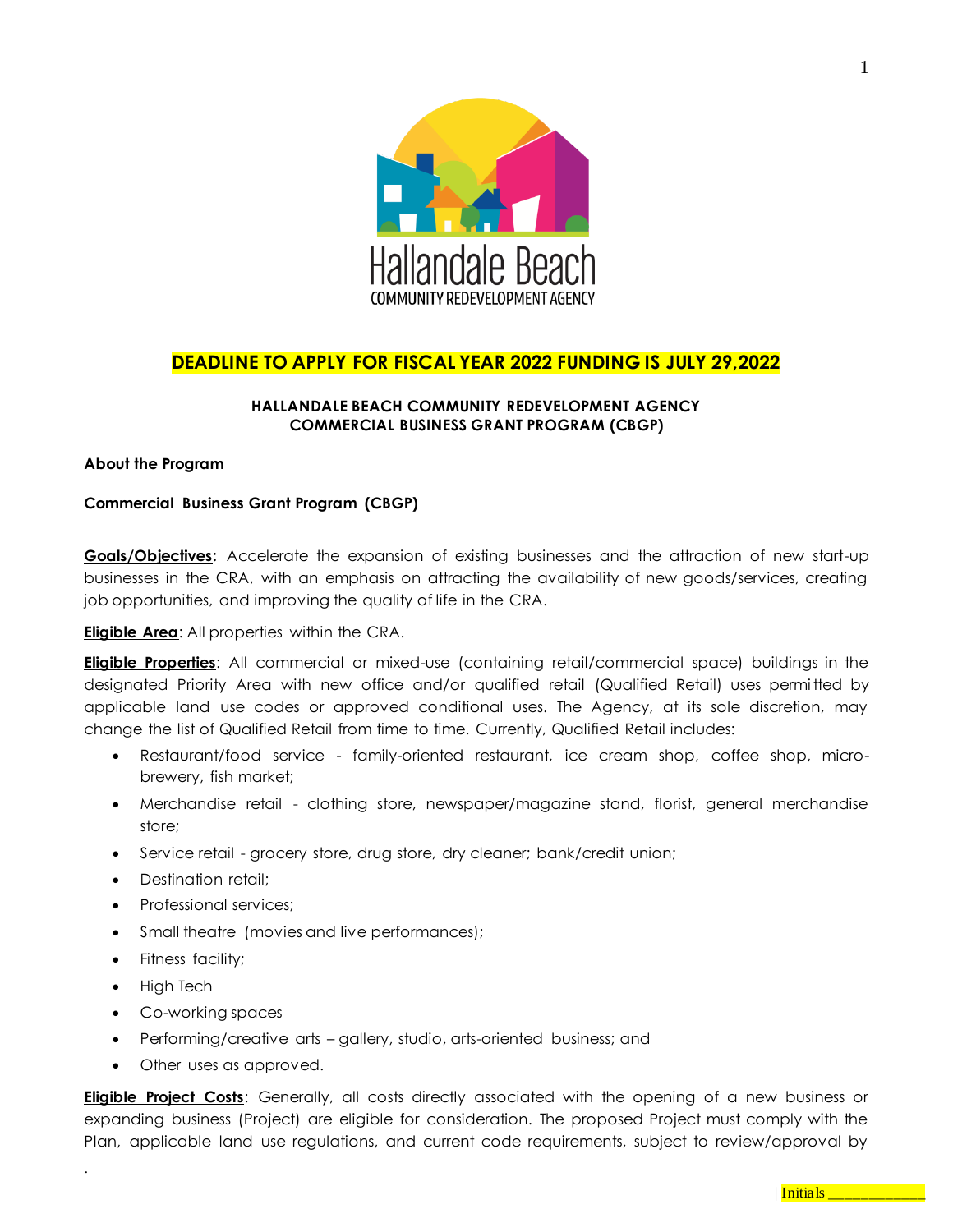**DEADLINE TO APPLY FOR FISCAL YEAR 2022 FUNDING IS JULY 29,2022**

**HALLANDALE BEACH COMMUNITY REDEVELOPMENT AGENCY**
**COMMERCIAL BUSINESS GRANT PROGRAM (CBGP)**

**About the Program**

**Commercial Business Grant Program (CBGP)**

**Goals/Objectives:** Accelerate the expansion of existing businesses and the attraction of new start-up businesses in the CRA, with an emphasis on attracting the availability of new goods/services, creating job opportunities, and improving the quality of life in the CRA.

**Eligible Area**: All properties within the CRA.

**Eligible Properties**: All commercial or mixed-use (containing retail/commercial space) buildings in the designated Priority Area with new office and/or qualified retail (Qualified Retail) uses permitted by applicable land use codes or approved conditional uses. The Agency, at its sole discretion, may change the list of Qualified Retail from time to time. Currently, Qualified Retail includes:

- Restaurant/food service - family-oriented restaurant, ice cream shop, coffee shop, micro-brewery, fish market;
- Merchandise retail - clothing store, newspaper/magazine stand, florist, general merchandise store;
- Service retail - grocery store, drug store, dry cleaner; bank/credit union;
- Destination retail;
- Professional services;
- Small theatre (movies and live performances);
- Fitness facility;
- High Tech
- Co-working spaces
- Performing/creative arts – gallery, studio, arts-oriented business; and
- Other uses as approved.

**Eligible Project Costs**: Generally, all costs directly associated with the opening of a new business or expanding business (Project) are eligible for consideration. The proposed Project must comply with the Plan, applicable land use regulations, and current code requirements, subject to review/approval by

Initials ____________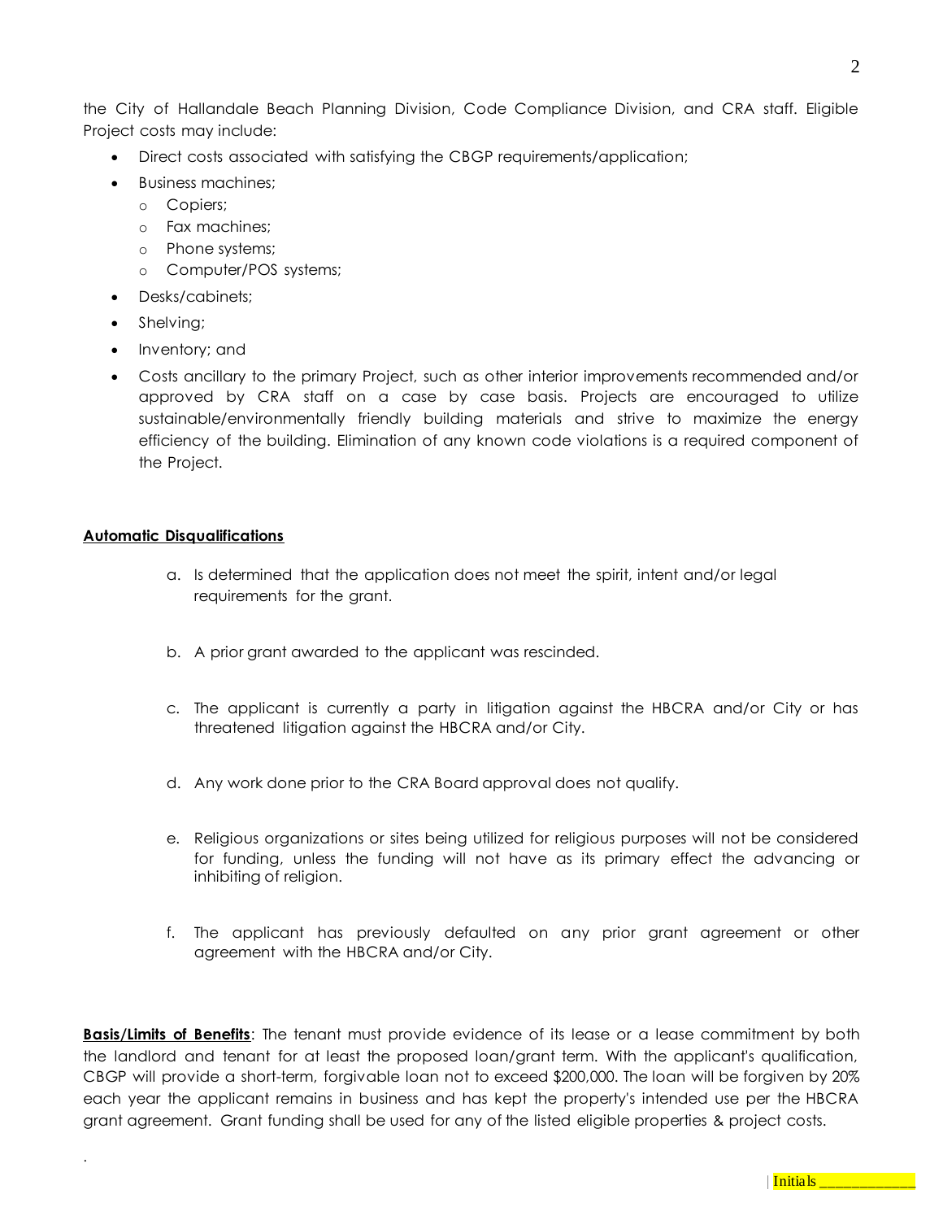the City of Hallandale Beach Planning Division, Code Compliance Division, and CRA staff. Eligible Project costs may include:

- Direct costs associated with satisfying the CBGP requirements/application;
- Business machines;
  - Copiers;
  - Fax machines;
  - Phone systems;
  - Computer/POS systems;
- Desks/cabinets;
- Shelving;
- Inventory; and
- Costs ancillary to the primary Project, such as other interior improvements recommended and/or approved by CRA staff on a case by case basis. Projects are encouraged to utilize sustainable/environmentally friendly building materials and strive to maximize the energy efficiency of the building. Elimination of any known code violations is a required component of the Project.

**Automatic Disqualifications**

a. Is determined that the application does not meet the spirit, intent and/or legal requirements for the grant.

b. A prior grant awarded to the applicant was rescinded.

c. The applicant is currently a party in litigation against the HBCRA and/or City or has threatened litigation against the HBCRA and/or City.

d. Any work done prior to the CRA Board approval does not qualify.

e. Religious organizations or sites being utilized for religious purposes will not be considered for funding, unless the funding will not have as its primary effect the advancing or inhibiting of religion.

f. The applicant has previously defaulted on any prior grant agreement or other agreement with the HBCRA and/or City.

**Basis/Limits of Benefits**: The tenant must provide evidence of its lease or a lease commitment by both the landlord and tenant for at least the proposed loan/grant term. With the applicant's qualification, CBGP will provide a short-term, forgivable loan not to exceed $200,000. The loan will be forgiven by 20% each year the applicant remains in business and has kept the property's intended use per the HBCRA grant agreement. Grant funding shall be used for any of the listed eligible properties & project costs.

.

Initials ____________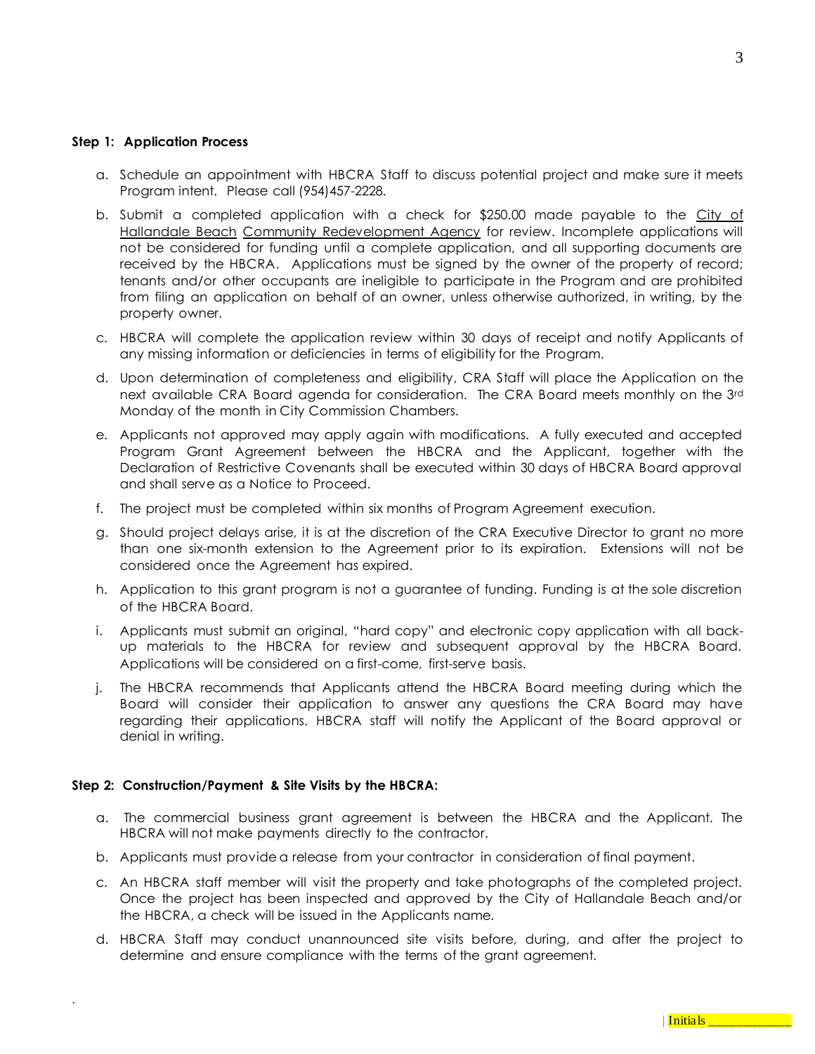**Step 1: Application Process**

a. Schedule an appointment with HBCRA Staff to discuss potential project and make sure it meets Program intent. Please call (954)457-2228.

b. Submit a completed application with a check for $250.00 made payable to the City of Hallandale Beach Community Redevelopment Agency for review. Incomplete applications will not be considered for funding until a complete application, and all supporting documents are received by the HBCRA. Applications must be signed by the owner of the property of record; tenants and/or other occupants are ineligible to participate in the Program and are prohibited from filing an application on behalf of an owner, unless otherwise authorized, in writing, by the property owner.

c. HBCRA will complete the application review within 30 days of receipt and notify Applicants of any missing information or deficiencies in terms of eligibility for the Program.

d. Upon determination of completeness and eligibility, CRA Staff will place the Application on the next available CRA Board agenda for consideration. The CRA Board meets monthly on the 3rd Monday of the month in City Commission Chambers.

e. Applicants not approved may apply again with modifications. A fully executed and accepted Program Grant Agreement between the HBCRA and the Applicant, together with the Declaration of Restrictive Covenants shall be executed within 30 days of HBCRA Board approval and shall serve as a Notice to Proceed.

f. The project must be completed within six months of Program Agreement execution.

g. Should project delays arise, it is at the discretion of the CRA Executive Director to grant no more than one six-month extension to the Agreement prior to its expiration. Extensions will not be considered once the Agreement has expired.

h. Application to this grant program is not a guarantee of funding. Funding is at the sole discretion of the HBCRA Board.

i. Applicants must submit an original, "hard copy" and electronic copy application with all back-up materials to the HBCRA for review and subsequent approval by the HBCRA Board. Applications will be considered on a first-come, first-serve basis.

j. The HBCRA recommends that Applicants attend the HBCRA Board meeting during which the Board will consider their application to answer any questions the CRA Board may have regarding their applications. HBCRA staff will notify the Applicant of the Board approval or denial in writing.

**Step 2: Construction/Payment & Site Visits by the HBCRA:**

a. The commercial business grant agreement is between the HBCRA and the Applicant. The HBCRA will not make payments directly to the contractor.

b. Applicants must provide a release from your contractor in consideration of final payment.

c. An HBCRA staff member will visit the property and take photographs of the completed project. Once the project has been inspected and approved by the City of Hallandale Beach and/or the HBCRA, a check will be issued in the Applicants name.

d. HBCRA Staff may conduct unannounced site visits before, during, and after the project to determine and ensure compliance with the terms of the grant agreement.

Initials ____________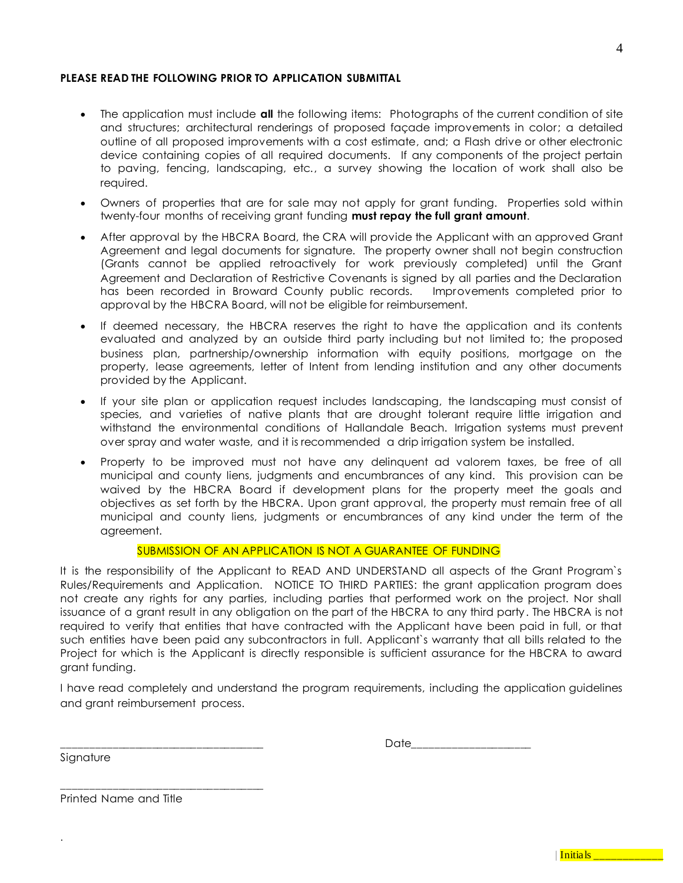**PLEASE READ THE FOLLOWING PRIOR TO APPLICATION SUBMITTAL**

- The application must include **all** the following items: Photographs of the current condition of site and structures; architectural renderings of proposed façade improvements in color; a detailed outline of all proposed improvements with a cost estimate, and; a Flash drive or other electronic device containing copies of all required documents. If any components of the project pertain to paving, fencing, landscaping, etc., a survey showing the location of work shall also be required.
- Owners of properties that are for sale may not apply for grant funding. Properties sold within twenty-four months of receiving grant funding **must repay the full grant amount**.
- After approval by the HBCRA Board, the CRA will provide the Applicant with an approved Grant Agreement and legal documents for signature. The property owner shall not begin construction (Grants cannot be applied retroactively for work previously completed) until the Grant Agreement and Declaration of Restrictive Covenants is signed by all parties and the Declaration has been recorded in Broward County public records. Improvements completed prior to approval by the HBCRA Board, will not be eligible for reimbursement.
- If deemed necessary, the HBCRA reserves the right to have the application and its contents evaluated and analyzed by an outside third party including but not limited to; the proposed business plan, partnership/ownership information with equity positions, mortgage on the property, lease agreements, letter of Intent from lending institution and any other documents provided by the Applicant.
- If your site plan or application request includes landscaping, the landscaping must consist of species, and varieties of native plants that are drought tolerant require little irrigation and withstand the environmental conditions of Hallandale Beach. Irrigation systems must prevent over spray and water waste, and it is recommended a drip irrigation system be installed.
- Property to be improved must not have any delinquent ad valorem taxes, be free of all municipal and county liens, judgments and encumbrances of any kind. This provision can be waived by the HBCRA Board if development plans for the property meet the goals and objectives as set forth by the HBCRA. Upon grant approval, the property must remain free of all municipal and county liens, judgments or encumbrances of any kind under the term of the agreement.

SUBMISSION OF AN APPLICATION IS NOT A GUARANTEE OF FUNDING

It is the responsibility of the Applicant to READ AND UNDERSTAND all aspects of the Grant Program`s Rules/Requirements and Application. NOTICE TO THIRD PARTIES: the grant application program does not create any rights for any parties, including parties that performed work on the project. Nor shall issuance of a grant result in any obligation on the part of the HBCRA to any third party. The HBCRA is not required to verify that entities that have contracted with the Applicant have been paid in full, or that such entities have been paid any subcontractors in full. Applicant`s warranty that all bills related to the Project for which is the Applicant is directly responsible is sufficient assurance for the HBCRA to award grant funding.

I have read completely and understand the program requirements, including the application guidelines and grant reimbursement process.

\_\_\_\_\_\_\_\_\_\_\_\_\_\_\_\_\_\_\_\_\_\_\_\_\_\_\_\_\_\_\_\_\_\_\_ Date\_\_\_\_\_\_\_\_\_\_\_\_\_\_\_\_\_\_\_\_
Signature

\_\_\_\_\_\_\_\_\_\_\_\_\_\_\_\_\_\_\_\_\_\_\_\_\_\_\_\_\_\_\_\_\_\_\_
Printed Name and Title

Initials \_\_\_\_\_\_\_\_\_\_\_\_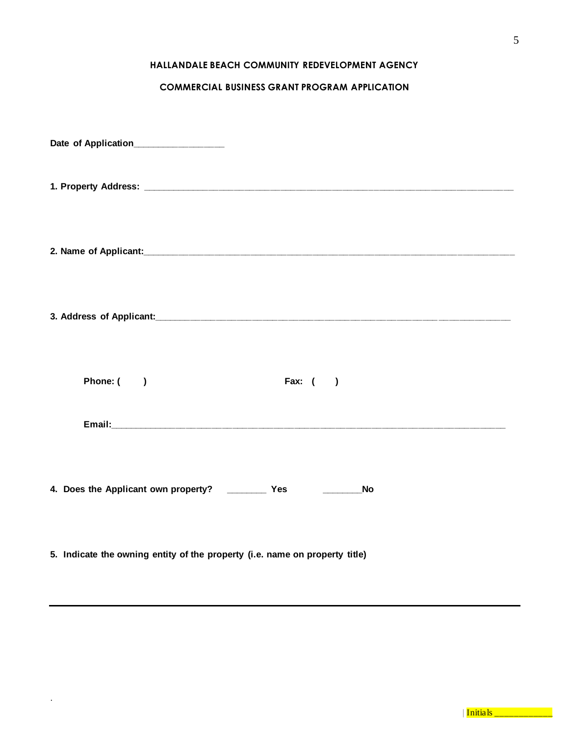**HALLANDALE BEACH COMMUNITY REDEVELOPMENT AGENCY**

**COMMERCIAL BUSINESS GRANT PROGRAM APPLICATION**

**Date of Application**_________________

**1. Property Address:** ______________________________________________________________________

**2. Name of Applicant:**______________________________________________________________________

**3. Address of Applicant:**____________________________________________________________________

**Phone: (      )**                                        **Fax: (      )**

**Email:**____________________________________________________________________________

**4. Does the Applicant own property?** ________ **Yes**          ________**No**

**5. Indicate the owning entity of the property (i.e. name on property title)**

---

Initials ____________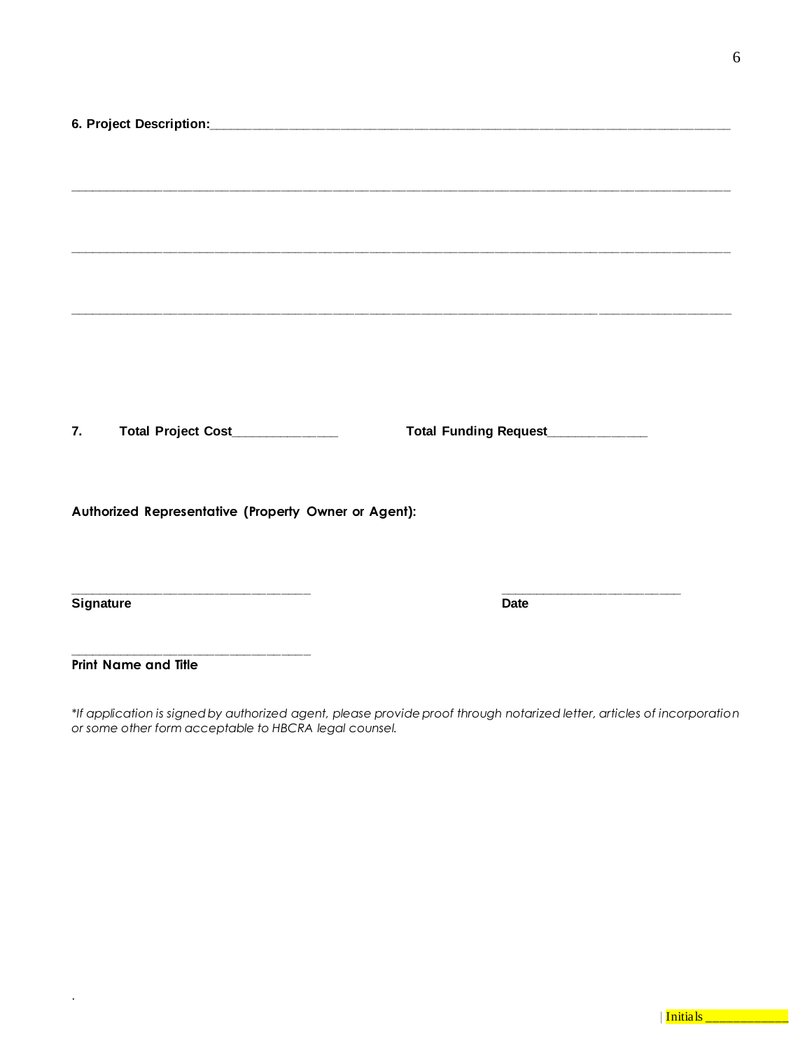**6. Project Description:**_______________________________________________________________________________

_____________________________________________________________________________________________________________

_____________________________________________________________________________________________________________

_____________________________________________________________________________________________________________

**7. Total Project Cost**_______________ **Total Funding Request**______________

**Authorized Representative (Property Owner or Agent):**

_________________________________ _________________________

**Signature** **Date**

_________________________________

**Print Name and Title**

*\*If application is signed by authorized agent, please provide proof through notarized letter, articles of incorporation or some other form acceptable to HBCRA legal counsel.*

Initials ____________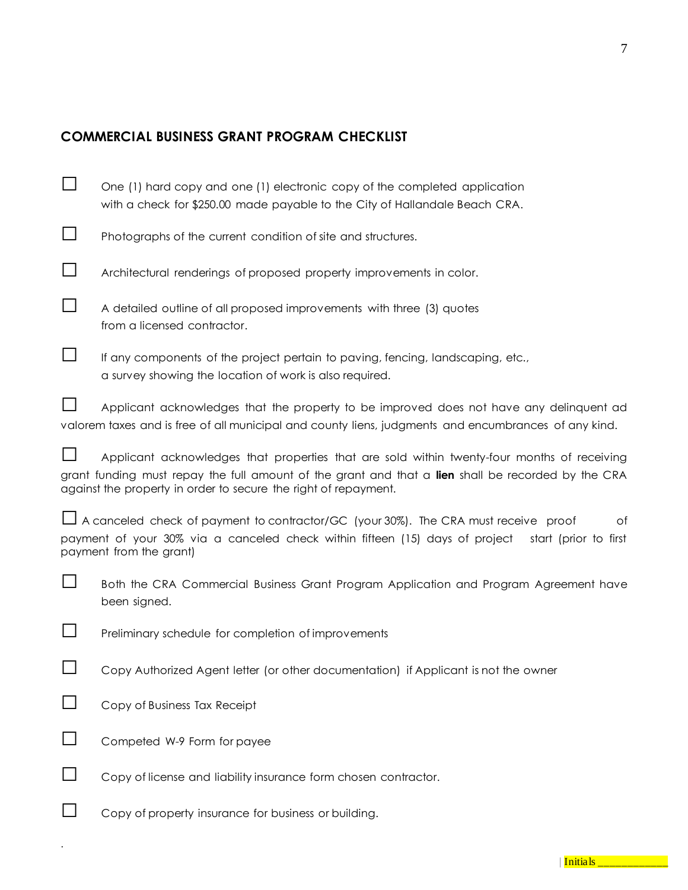## COMMERCIAL BUSINESS GRANT PROGRAM CHECKLIST

- ☐ One (1) hard copy and one (1) electronic copy of the completed application with a check for $250.00 made payable to the City of Hallandale Beach CRA.
- ☐ Photographs of the current condition of site and structures.
- ☐ Architectural renderings of proposed property improvements in color.
- ☐ A detailed outline of all proposed improvements with three (3) quotes from a licensed contractor.
- ☐ If any components of the project pertain to paving, fencing, landscaping, etc., a survey showing the location of work is also required.
- ☐ Applicant acknowledges that the property to be improved does not have any delinquent ad valorem taxes and is free of all municipal and county liens, judgments and encumbrances of any kind.
- ☐ Applicant acknowledges that properties that are sold within twenty-four months of receiving grant funding must repay the full amount of the grant and that a **lien** shall be recorded by the CRA against the property in order to secure the right of repayment.
- ☐ A canceled check of payment to contractor/GC (your 30%). The CRA must receive proof of payment of your 30% via a canceled check within fifteen (15) days of project start (prior to first payment from the grant)
- ☐ Both the CRA Commercial Business Grant Program Application and Program Agreement have been signed.
- ☐ Preliminary schedule for completion of improvements
- ☐ Copy Authorized Agent letter (or other documentation) if Applicant is not the owner
- ☐ Copy of Business Tax Receipt
- ☐ Competed W-9 Form for payee
- ☐ Copy of license and liability insurance form chosen contractor.
- ☐ Copy of property insurance for business or building.

Initials ____________